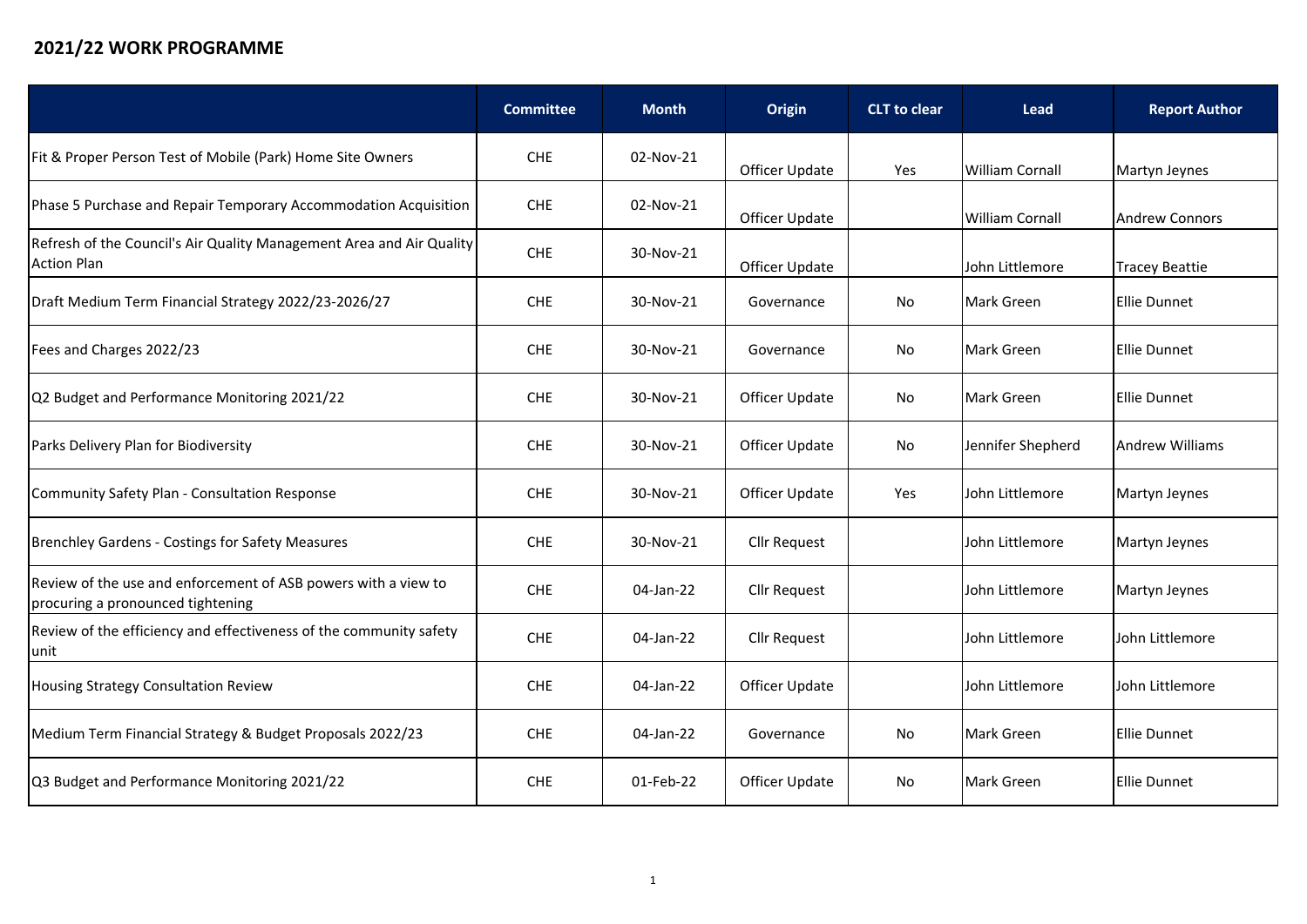# 2021/22 WORK PROGRAMME

| | Committee | Month | Origin | CLT to clear | Lead | Report Author |
|---|---|---|---|---|---|---|
| Fit & Proper Person Test of Mobile (Park) Home Site Owners | CHE | 02-Nov-21 | Officer Update | Yes | William Cornall | Martyn Jeynes |
| Phase 5 Purchase and Repair Temporary Accommodation Acquisition | CHE | 02-Nov-21 | Officer Update | | William Cornall | Andrew Connors |
| Refresh of the Council's Air Quality Management Area and Air Quality Action Plan | CHE | 30-Nov-21 | Officer Update | | John Littlemore | Tracey Beattie |
| Draft Medium Term Financial Strategy 2022/23-2026/27 | CHE | 30-Nov-21 | Governance | No | Mark Green | Ellie Dunnet |
| Fees and Charges 2022/23 | CHE | 30-Nov-21 | Governance | No | Mark Green | Ellie Dunnet |
| Q2 Budget and Performance Monitoring 2021/22 | CHE | 30-Nov-21 | Officer Update | No | Mark Green | Ellie Dunnet |
| Parks Delivery Plan for Biodiversity | CHE | 30-Nov-21 | Officer Update | No | Jennifer Shepherd | Andrew Williams |
| Community Safety Plan - Consultation Response | CHE | 30-Nov-21 | Officer Update | Yes | John Littlemore | Martyn Jeynes |
| Brenchley Gardens - Costings for Safety Measures | CHE | 30-Nov-21 | Cllr Request | | John Littlemore | Martyn Jeynes |
| Review of the use and enforcement of ASB powers with a view to procuring a pronounced tightening | CHE | 04-Jan-22 | Cllr Request | | John Littlemore | Martyn Jeynes |
| Review of the efficiency and effectiveness of the community safety unit | CHE | 04-Jan-22 | Cllr Request | | John Littlemore | John Littlemore |
| Housing Strategy Consultation Review | CHE | 04-Jan-22 | Officer Update | | John Littlemore | John Littlemore |
| Medium Term Financial Strategy & Budget Proposals 2022/23 | CHE | 04-Jan-22 | Governance | No | Mark Green | Ellie Dunnet |
| Q3 Budget and Performance Monitoring 2021/22 | CHE | 01-Feb-22 | Officer Update | No | Mark Green | Ellie Dunnet |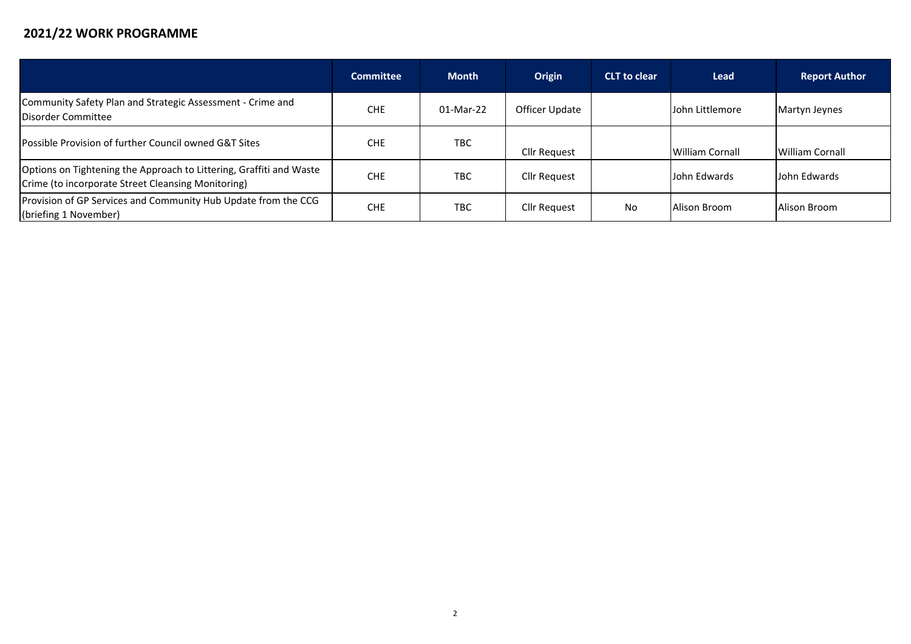## 2021/22 WORK PROGRAMME

| | Committee | Month | Origin | CLT to clear | Lead | Report Author |
|---|---|---|---|---|---|---|
| Community Safety Plan and Strategic Assessment - Crime and Disorder Committee | CHE | 01-Mar-22 | Officer Update | | John Littlemore | Martyn Jeynes |
| Possible Provision of further Council owned G&T Sites | CHE | TBC | Cllr Request | | William Cornall | William Cornall |
| Options on Tightening the Approach to Littering, Graffiti and Waste Crime (to incorporate Street Cleansing Monitoring) | CHE | TBC | Cllr Request | | John Edwards | John Edwards |
| Provision of GP Services and Community Hub Update from the CCG (briefing 1 November) | CHE | TBC | Cllr Request | No | Alison Broom | Alison Broom |